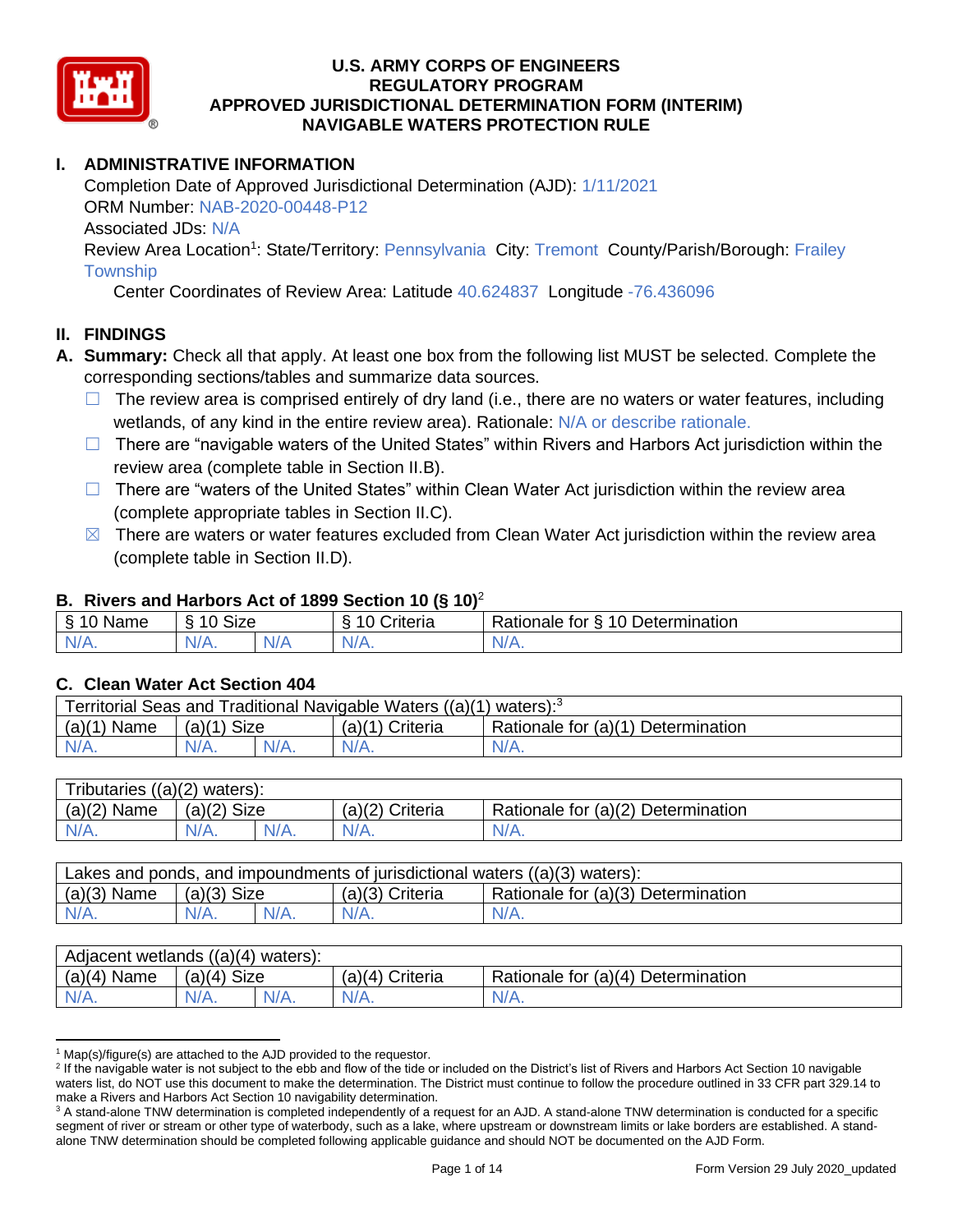# U.S. ARMY CORPS OF ENGINEERS
# REGULATORY PROGRAM
# APPROVED JURISDICTIONAL DETERMINATION FORM (INTERIM)
# NAVIGABLE WATERS PROTECTION RULE

## I. ADMINISTRATIVE INFORMATION

Completion Date of Approved Jurisdictional Determination (AJD): 1/11/2021
ORM Number: NAB-2020-00448-P12
Associated JDs: N/A
Review Area Location[1]: State/Territory: Pennsylvania City: Tremont County/Parish/Borough: Frailey Township
Center Coordinates of Review Area: Latitude 40.624837 Longitude -76.436096

## II. FINDINGS

**A. Summary:** Check all that apply. At least one box from the following list MUST be selected. Complete the corresponding sections/tables and summarize data sources.

- ☐ The review area is comprised entirely of dry land (i.e., there are no waters or water features, including wetlands, of any kind in the entire review area). Rationale: N/A or describe rationale.
- ☐ There are "navigable waters of the United States" within Rivers and Harbors Act jurisdiction within the review area (complete table in Section II.B).
- ☐ There are "waters of the United States" within Clean Water Act jurisdiction within the review area (complete appropriate tables in Section II.C).
- ☒ There are waters or water features excluded from Clean Water Act jurisdiction within the review area (complete table in Section II.D).

### B. Rivers and Harbors Act of 1899 Section 10 (§ 10)[2]

| § 10 Name | § 10 Size | | § 10 Criteria | Rationale for § 10 Determination |
|---|---|---|---|---|
| N/A. | N/A. | N/A | N/A. | N/A. |

### C. Clean Water Act Section 404

| Territorial Seas and Traditional Navigable Waters ((a)(1) waters):[3] | | | | |
|---|---|---|---|---|
| (a)(1) Name | (a)(1) Size | | (a)(1) Criteria | Rationale for (a)(1) Determination |
| N/A. | N/A. | N/A. | N/A. | N/A. |

| Tributaries ((a)(2) waters): | | | | |
|---|---|---|---|---|
| (a)(2) Name | (a)(2) Size | | (a)(2) Criteria | Rationale for (a)(2) Determination |
| N/A. | N/A. | N/A. | N/A. | N/A. |

| Lakes and ponds, and impoundments of jurisdictional waters ((a)(3) waters): | | | | |
|---|---|---|---|---|
| (a)(3) Name | (a)(3) Size | | (a)(3) Criteria | Rationale for (a)(3) Determination |
| N/A. | N/A. | N/A. | N/A. | N/A. |

| Adjacent wetlands ((a)(4) waters): | | | | |
|---|---|---|---|---|
| (a)(4) Name | (a)(4) Size | | (a)(4) Criteria | Rationale for (a)(4) Determination |
| N/A. | N/A. | N/A. | N/A. | N/A. |

---

[1] Map(s)/figure(s) are attached to the AJD provided to the requestor.

[2] If the navigable water is not subject to the ebb and flow of the tide or included on the District's list of Rivers and Harbors Act Section 10 navigable waters list, do NOT use this document to make the determination. The District must continue to follow the procedure outlined in 33 CFR part 329.14 to make a Rivers and Harbors Act Section 10 navigability determination.

[3] A stand-alone TNW determination is completed independently of a request for an AJD. A stand-alone TNW determination is conducted for a specific segment of river or stream or other type of waterbody, such as a lake, where upstream or downstream limits or lake borders are established. A stand-alone TNW determination should be completed following applicable guidance and should NOT be documented on the AJD Form.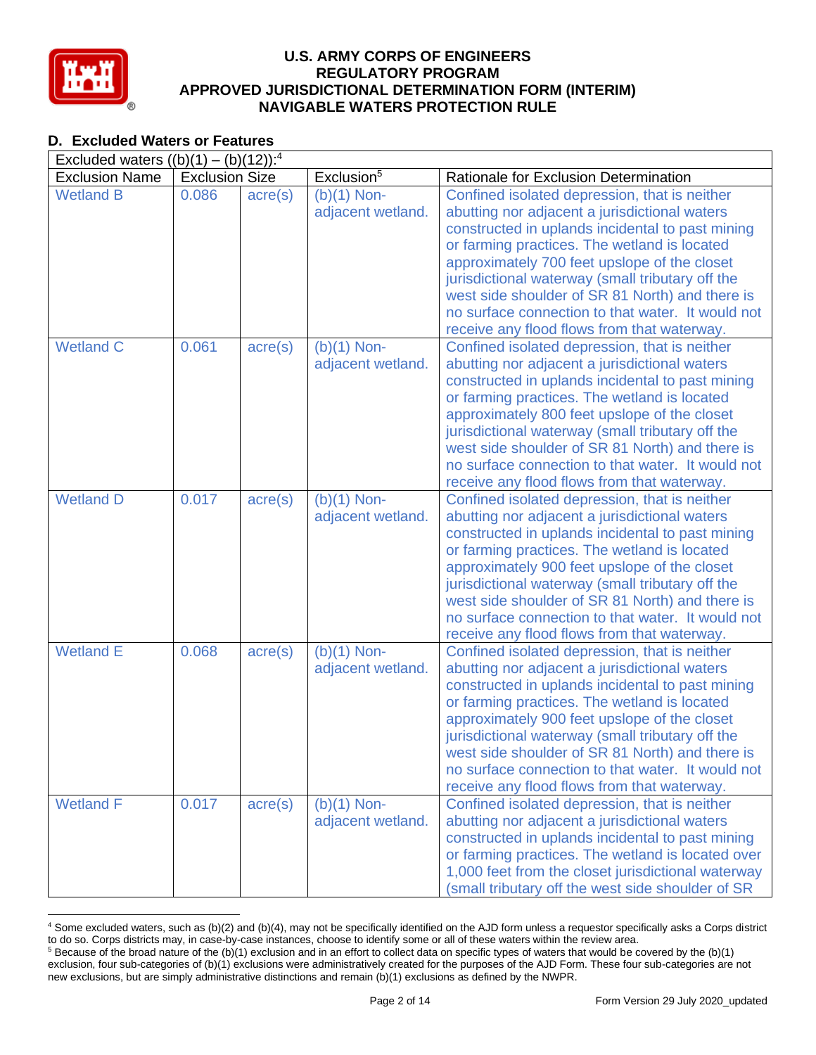## D. Excluded Waters or Features

| Excluded waters ((b)(1) – (b)(12)):[4] | | | | |
|---|---|---|---|---|
| Exclusion Name | Exclusion Size | | Exclusion[5] | Rationale for Exclusion Determination |
| Wetland B | 0.086 | acre(s) | (b)(1) Non-adjacent wetland. | Confined isolated depression, that is neither abutting nor adjacent a jurisdictional waters constructed in uplands incidental to past mining or farming practices. The wetland is located approximately 700 feet upslope of the closet jurisdictional waterway (small tributary off the west side shoulder of SR 81 North) and there is no surface connection to that water. It would not receive any flood flows from that waterway. |
| Wetland C | 0.061 | acre(s) | (b)(1) Non-adjacent wetland. | Confined isolated depression, that is neither abutting nor adjacent a jurisdictional waters constructed in uplands incidental to past mining or farming practices. The wetland is located approximately 800 feet upslope of the closet jurisdictional waterway (small tributary off the west side shoulder of SR 81 North) and there is no surface connection to that water. It would not receive any flood flows from that waterway. |
| Wetland D | 0.017 | acre(s) | (b)(1) Non-adjacent wetland. | Confined isolated depression, that is neither abutting nor adjacent a jurisdictional waters constructed in uplands incidental to past mining or farming practices. The wetland is located approximately 900 feet upslope of the closet jurisdictional waterway (small tributary off the west side shoulder of SR 81 North) and there is no surface connection to that water. It would not receive any flood flows from that waterway. |
| Wetland E | 0.068 | acre(s) | (b)(1) Non-adjacent wetland. | Confined isolated depression, that is neither abutting nor adjacent a jurisdictional waters constructed in uplands incidental to past mining or farming practices. The wetland is located approximately 900 feet upslope of the closet jurisdictional waterway (small tributary off the west side shoulder of SR 81 North) and there is no surface connection to that water. It would not receive any flood flows from that waterway. |
| Wetland F | 0.017 | acre(s) | (b)(1) Non-adjacent wetland. | Confined isolated depression, that is neither abutting nor adjacent a jurisdictional waters constructed in uplands incidental to past mining or farming practices. The wetland is located over 1,000 feet from the closet jurisdictional waterway (small tributary off the west side shoulder of SR |

[4] Some excluded waters, such as (b)(2) and (b)(4), may not be specifically identified on the AJD form unless a requestor specifically asks a Corps district to do so. Corps districts may, in case-by-case instances, choose to identify some or all of these waters within the review area.

[5] Because of the broad nature of the (b)(1) exclusion and in an effort to collect data on specific types of waters that would be covered by the (b)(1) exclusion, four sub-categories of (b)(1) exclusions were administratively created for the purposes of the AJD Form. These four sub-categories are not new exclusions, but are simply administrative distinctions and remain (b)(1) exclusions as defined by the NWPR.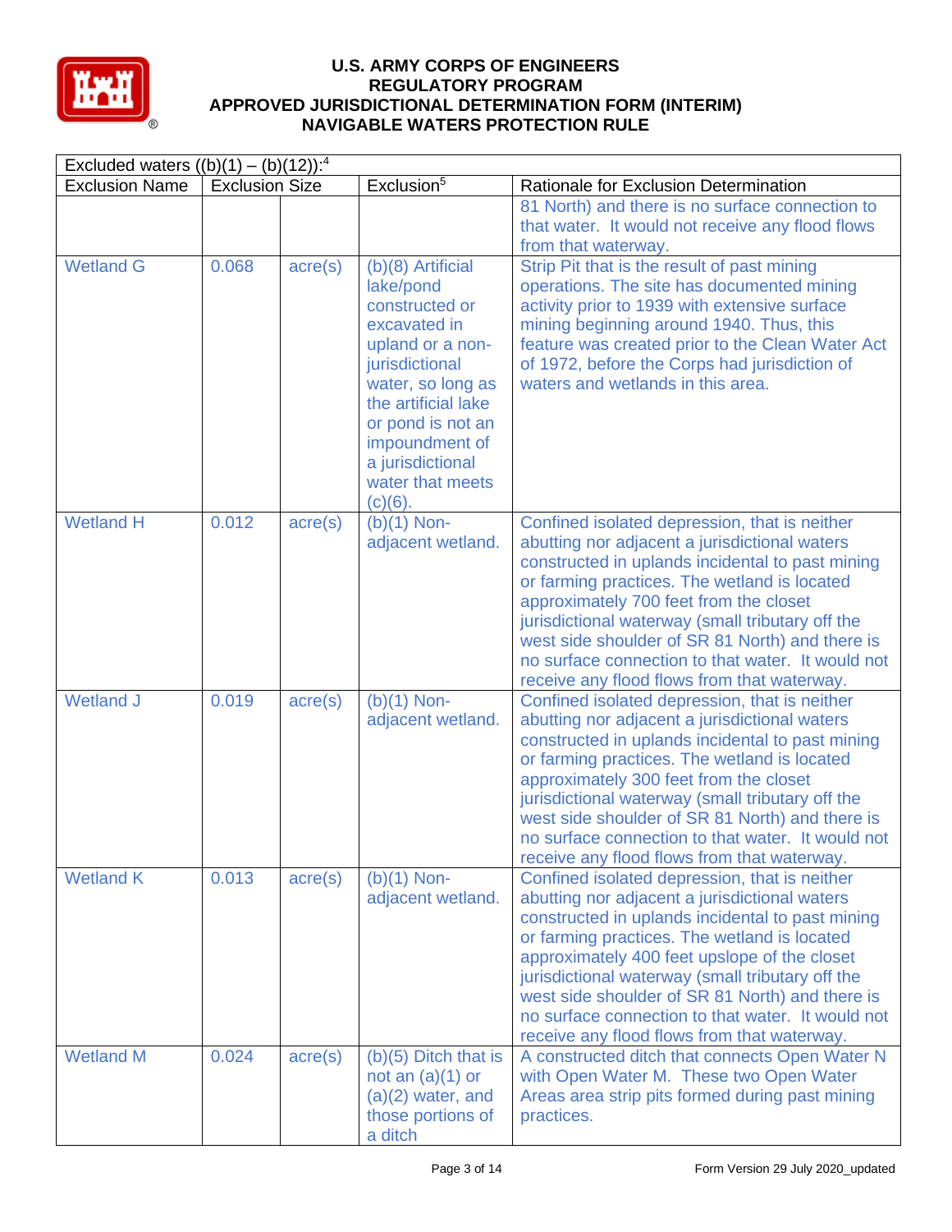| Excluded waters ((b)(1) – (b)(12)):[4] | | | | |
|---|---|---|---|---|
| Exclusion Name | Exclusion Size | | Exclusion[5] | Rationale for Exclusion Determination |
| | | | | 81 North) and there is no surface connection to that water. It would not receive any flood flows from that waterway. |
| Wetland G | 0.068 | acre(s) | (b)(8) Artificial lake/pond constructed or excavated in upland or a non-jurisdictional water, so long as the artificial lake or pond is not an impoundment of a jurisdictional water that meets (c)(6). | Strip Pit that is the result of past mining operations. The site has documented mining activity prior to 1939 with extensive surface mining beginning around 1940. Thus, this feature was created prior to the Clean Water Act of 1972, before the Corps had jurisdiction of waters and wetlands in this area. |
| Wetland H | 0.012 | acre(s) | (b)(1) Non-adjacent wetland. | Confined isolated depression, that is neither abutting nor adjacent a jurisdictional waters constructed in uplands incidental to past mining or farming practices. The wetland is located approximately 700 feet from the closet jurisdictional waterway (small tributary off the west side shoulder of SR 81 North) and there is no surface connection to that water. It would not receive any flood flows from that waterway. |
| Wetland J | 0.019 | acre(s) | (b)(1) Non-adjacent wetland. | Confined isolated depression, that is neither abutting nor adjacent a jurisdictional waters constructed in uplands incidental to past mining or farming practices. The wetland is located approximately 300 feet from the closet jurisdictional waterway (small tributary off the west side shoulder of SR 81 North) and there is no surface connection to that water. It would not receive any flood flows from that waterway. |
| Wetland K | 0.013 | acre(s) | (b)(1) Non-adjacent wetland. | Confined isolated depression, that is neither abutting nor adjacent a jurisdictional waters constructed in uplands incidental to past mining or farming practices. The wetland is located approximately 400 feet upslope of the closet jurisdictional waterway (small tributary off the west side shoulder of SR 81 North) and there is no surface connection to that water. It would not receive any flood flows from that waterway. |
| Wetland M | 0.024 | acre(s) | (b)(5) Ditch that is not an (a)(1) or (a)(2) water, and those portions of a ditch | A constructed ditch that connects Open Water N with Open Water M. These two Open Water Areas area strip pits formed during past mining practices. |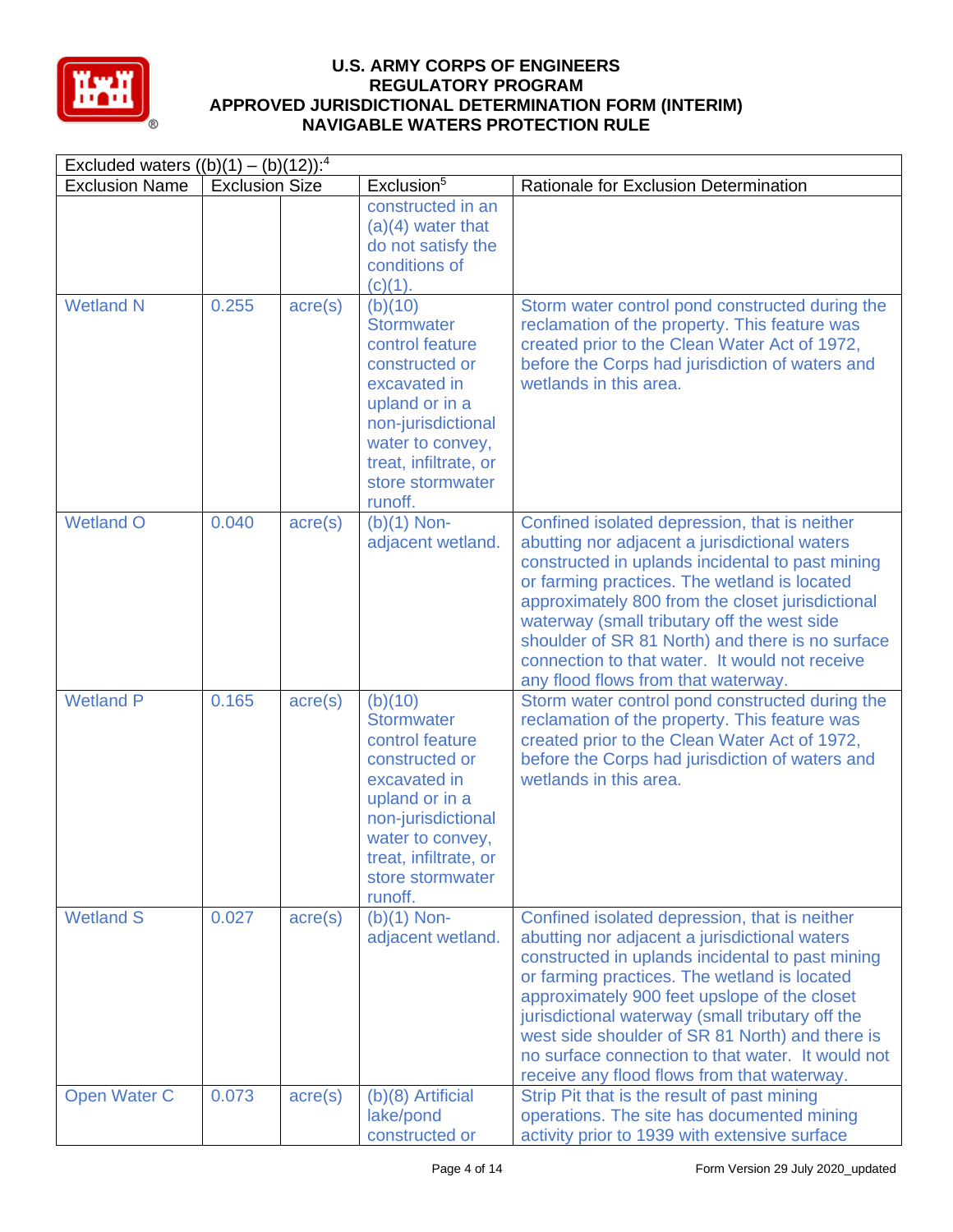# U.S. ARMY CORPS OF ENGINEERS
## REGULATORY PROGRAM
## APPROVED JURISDICTIONAL DETERMINATION FORM (INTERIM)
## NAVIGABLE WATERS PROTECTION RULE

| Excluded waters ((b)(1) – (b)(12)):[4] | | | | |
|---|---|---|---|---|
| Exclusion Name | Exclusion Size | | Exclusion[5] | Rationale for Exclusion Determination |
| | | | constructed in an (a)(4) water that do not satisfy the conditions of (c)(1). | |
| Wetland N | 0.255 | acre(s) | (b)(10) Stormwater control feature constructed or excavated in upland or in a non-jurisdictional water to convey, treat, infiltrate, or store stormwater runoff. | Storm water control pond constructed during the reclamation of the property. This feature was created prior to the Clean Water Act of 1972, before the Corps had jurisdiction of waters and wetlands in this area. |
| Wetland O | 0.040 | acre(s) | (b)(1) Non-adjacent wetland. | Confined isolated depression, that is neither abutting nor adjacent a jurisdictional waters constructed in uplands incidental to past mining or farming practices. The wetland is located approximately 800 from the closet jurisdictional waterway (small tributary off the west side shoulder of SR 81 North) and there is no surface connection to that water. It would not receive any flood flows from that waterway. |
| Wetland P | 0.165 | acre(s) | (b)(10) Stormwater control feature constructed or excavated in upland or in a non-jurisdictional water to convey, treat, infiltrate, or store stormwater runoff. | Storm water control pond constructed during the reclamation of the property. This feature was created prior to the Clean Water Act of 1972, before the Corps had jurisdiction of waters and wetlands in this area. |
| Wetland S | 0.027 | acre(s) | (b)(1) Non-adjacent wetland. | Confined isolated depression, that is neither abutting nor adjacent a jurisdictional waters constructed in uplands incidental to past mining or farming practices. The wetland is located approximately 900 feet upslope of the closet jurisdictional waterway (small tributary off the west side shoulder of SR 81 North) and there is no surface connection to that water. It would not receive any flood flows from that waterway. |
| Open Water C | 0.073 | acre(s) | (b)(8) Artificial lake/pond constructed or | Strip Pit that is the result of past mining operations. The site has documented mining activity prior to 1939 with extensive surface |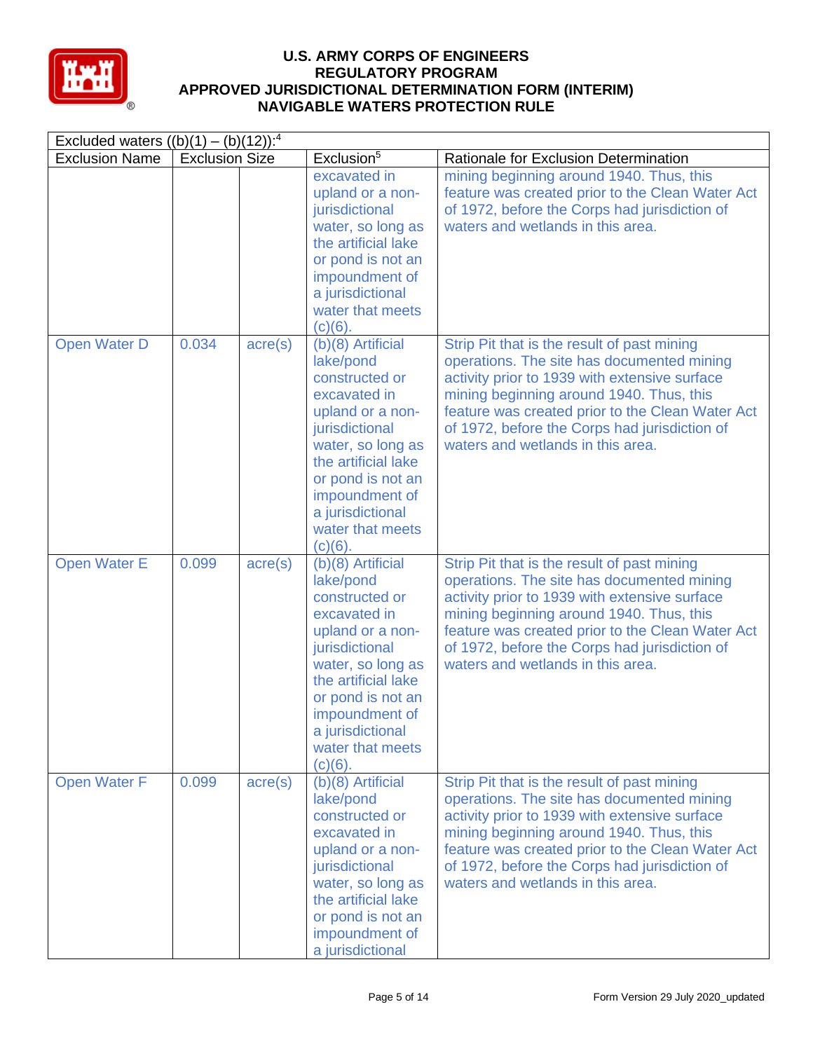# U.S. ARMY CORPS OF ENGINEERS
## REGULATORY PROGRAM
## APPROVED JURISDICTIONAL DETERMINATION FORM (INTERIM)
## NAVIGABLE WATERS PROTECTION RULE

| Excluded waters ((b)(1) – (b)(12)):[4] | | | | |
|---|---|---|---|---|
| Exclusion Name | Exclusion Size | | Exclusion[5] | Rationale for Exclusion Determination |
| | | | excavated in upland or a non-jurisdictional water, so long as the artificial lake or pond is not an impoundment of a jurisdictional water that meets (c)(6). | mining beginning around 1940. Thus, this feature was created prior to the Clean Water Act of 1972, before the Corps had jurisdiction of waters and wetlands in this area. |
| Open Water D | 0.034 | acre(s) | (b)(8) Artificial lake/pond constructed or excavated in upland or a non-jurisdictional water, so long as the artificial lake or pond is not an impoundment of a jurisdictional water that meets (c)(6). | Strip Pit that is the result of past mining operations. The site has documented mining activity prior to 1939 with extensive surface mining beginning around 1940. Thus, this feature was created prior to the Clean Water Act of 1972, before the Corps had jurisdiction of waters and wetlands in this area. |
| Open Water E | 0.099 | acre(s) | (b)(8) Artificial lake/pond constructed or excavated in upland or a non-jurisdictional water, so long as the artificial lake or pond is not an impoundment of a jurisdictional water that meets (c)(6). | Strip Pit that is the result of past mining operations. The site has documented mining activity prior to 1939 with extensive surface mining beginning around 1940. Thus, this feature was created prior to the Clean Water Act of 1972, before the Corps had jurisdiction of waters and wetlands in this area. |
| Open Water F | 0.099 | acre(s) | (b)(8) Artificial lake/pond constructed or excavated in upland or a non-jurisdictional water, so long as the artificial lake or pond is not an impoundment of a jurisdictional | Strip Pit that is the result of past mining operations. The site has documented mining activity prior to 1939 with extensive surface mining beginning around 1940. Thus, this feature was created prior to the Clean Water Act of 1972, before the Corps had jurisdiction of waters and wetlands in this area. |

Form Version 29 July 2020_updated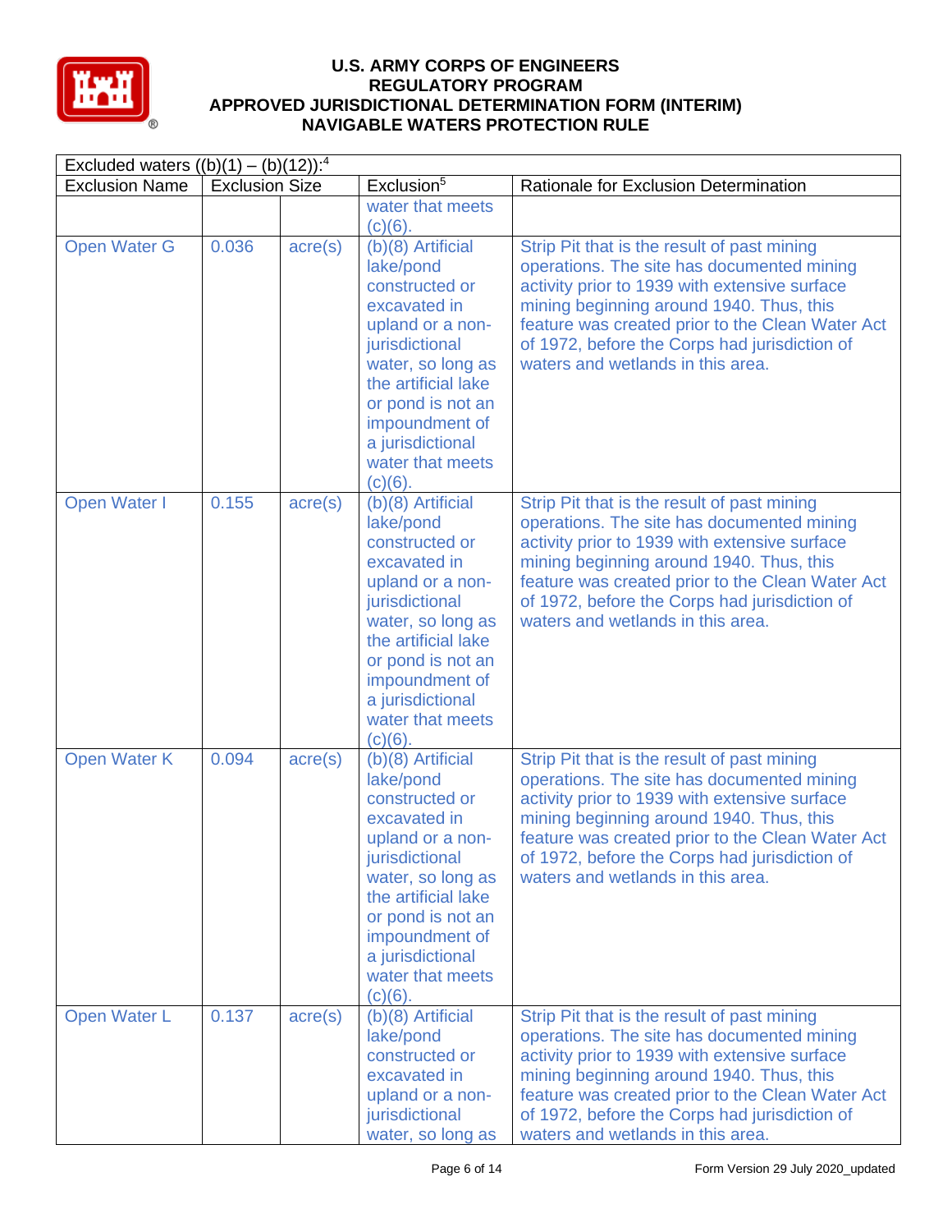# U.S. ARMY CORPS OF ENGINEERS
## REGULATORY PROGRAM
## APPROVED JURISDICTIONAL DETERMINATION FORM (INTERIM)
## NAVIGABLE WATERS PROTECTION RULE

| Excluded waters ((b)(1) – (b)(12)):[4] | | | | |
|---|---|---|---|---|
| Exclusion Name | Exclusion Size | | Exclusion[5] | Rationale for Exclusion Determination |
| | | | water that meets (c)(6). | |
| Open Water G | 0.036 | acre(s) | (b)(8) Artificial lake/pond constructed or excavated in upland or a non-jurisdictional water, so long as the artificial lake or pond is not an impoundment of a jurisdictional water that meets (c)(6). | Strip Pit that is the result of past mining operations. The site has documented mining activity prior to 1939 with extensive surface mining beginning around 1940. Thus, this feature was created prior to the Clean Water Act of 1972, before the Corps had jurisdiction of waters and wetlands in this area. |
| Open Water I | 0.155 | acre(s) | (b)(8) Artificial lake/pond constructed or excavated in upland or a non-jurisdictional water, so long as the artificial lake or pond is not an impoundment of a jurisdictional water that meets (c)(6). | Strip Pit that is the result of past mining operations. The site has documented mining activity prior to 1939 with extensive surface mining beginning around 1940. Thus, this feature was created prior to the Clean Water Act of 1972, before the Corps had jurisdiction of waters and wetlands in this area. |
| Open Water K | 0.094 | acre(s) | (b)(8) Artificial lake/pond constructed or excavated in upland or a non-jurisdictional water, so long as the artificial lake or pond is not an impoundment of a jurisdictional water that meets (c)(6). | Strip Pit that is the result of past mining operations. The site has documented mining activity prior to 1939 with extensive surface mining beginning around 1940. Thus, this feature was created prior to the Clean Water Act of 1972, before the Corps had jurisdiction of waters and wetlands in this area. |
| Open Water L | 0.137 | acre(s) | (b)(8) Artificial lake/pond constructed or excavated in upland or a non-jurisdictional water, so long as | Strip Pit that is the result of past mining operations. The site has documented mining activity prior to 1939 with extensive surface mining beginning around 1940. Thus, this feature was created prior to the Clean Water Act of 1972, before the Corps had jurisdiction of waters and wetlands in this area. |

Form Version 29 July 2020_updated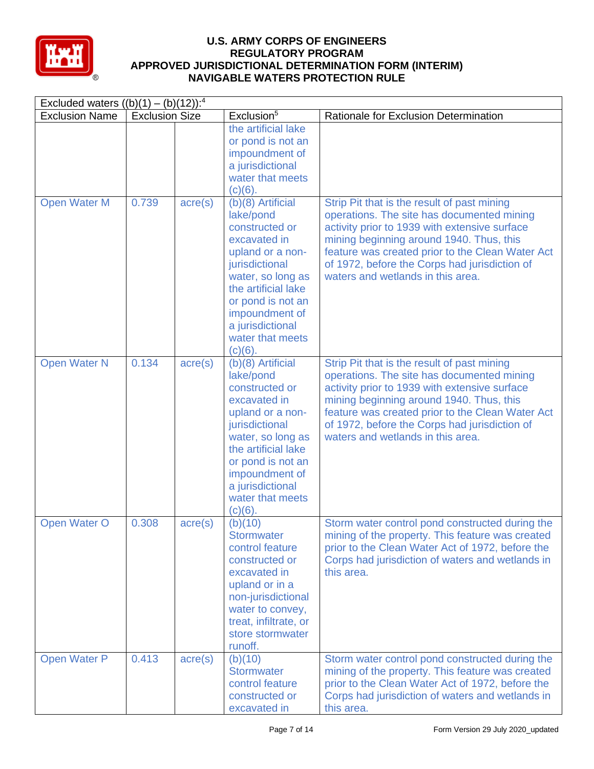| Excluded waters ((b)(1) – (b)(12)):[4] | | | | |
|---|---|---|---|---|
| Exclusion Name | Exclusion Size | | Exclusion[5] | Rationale for Exclusion Determination |
| | | | the artificial lake or pond is not an impoundment of a jurisdictional water that meets (c)(6). | |
| Open Water M | 0.739 | acre(s) | (b)(8) Artificial lake/pond constructed or excavated in upland or a non-jurisdictional water, so long as the artificial lake or pond is not an impoundment of a jurisdictional water that meets (c)(6). | Strip Pit that is the result of past mining operations. The site has documented mining activity prior to 1939 with extensive surface mining beginning around 1940. Thus, this feature was created prior to the Clean Water Act of 1972, before the Corps had jurisdiction of waters and wetlands in this area. |
| Open Water N | 0.134 | acre(s) | (b)(8) Artificial lake/pond constructed or excavated in upland or a non-jurisdictional water, so long as the artificial lake or pond is not an impoundment of a jurisdictional water that meets (c)(6). | Strip Pit that is the result of past mining operations. The site has documented mining activity prior to 1939 with extensive surface mining beginning around 1940. Thus, this feature was created prior to the Clean Water Act of 1972, before the Corps had jurisdiction of waters and wetlands in this area. |
| Open Water O | 0.308 | acre(s) | (b)(10) Stormwater control feature constructed or excavated in upland or in a non-jurisdictional water to convey, treat, infiltrate, or store stormwater runoff. | Storm water control pond constructed during the mining of the property. This feature was created prior to the Clean Water Act of 1972, before the Corps had jurisdiction of waters and wetlands in this area. |
| Open Water P | 0.413 | acre(s) | (b)(10) Stormwater control feature constructed or excavated in | Storm water control pond constructed during the mining of the property. This feature was created prior to the Clean Water Act of 1972, before the Corps had jurisdiction of waters and wetlands in this area. |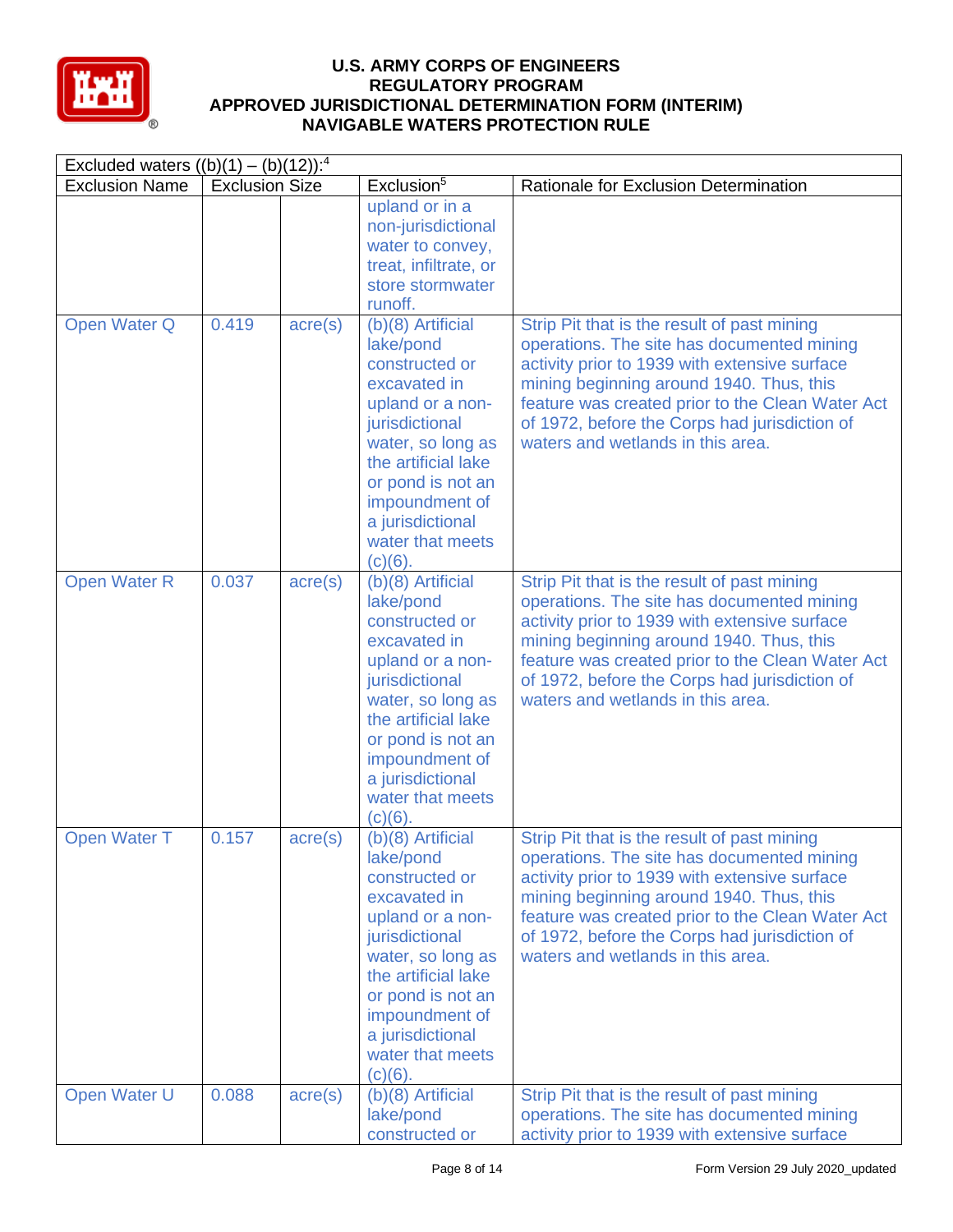# U.S. ARMY CORPS OF ENGINEERS
# REGULATORY PROGRAM
# APPROVED JURISDICTIONAL DETERMINATION FORM (INTERIM)
# NAVIGABLE WATERS PROTECTION RULE

| Excluded waters ((b)(1) – (b)(12)):[4] | | | | |
|---|---|---|---|---|
| Exclusion Name | Exclusion Size | | Exclusion[5] | Rationale for Exclusion Determination |
| | | | upland or in a non-jurisdictional water to convey, treat, infiltrate, or store stormwater runoff. | |
| Open Water Q | 0.419 | acre(s) | (b)(8) Artificial lake/pond constructed or excavated in upland or a non-jurisdictional water, so long as the artificial lake or pond is not an impoundment of a jurisdictional water that meets (c)(6). | Strip Pit that is the result of past mining operations. The site has documented mining activity prior to 1939 with extensive surface mining beginning around 1940. Thus, this feature was created prior to the Clean Water Act of 1972, before the Corps had jurisdiction of waters and wetlands in this area. |
| Open Water R | 0.037 | acre(s) | (b)(8) Artificial lake/pond constructed or excavated in upland or a non-jurisdictional water, so long as the artificial lake or pond is not an impoundment of a jurisdictional water that meets (c)(6). | Strip Pit that is the result of past mining operations. The site has documented mining activity prior to 1939 with extensive surface mining beginning around 1940. Thus, this feature was created prior to the Clean Water Act of 1972, before the Corps had jurisdiction of waters and wetlands in this area. |
| Open Water T | 0.157 | acre(s) | (b)(8) Artificial lake/pond constructed or excavated in upland or a non-jurisdictional water, so long as the artificial lake or pond is not an impoundment of a jurisdictional water that meets (c)(6). | Strip Pit that is the result of past mining operations. The site has documented mining activity prior to 1939 with extensive surface mining beginning around 1940. Thus, this feature was created prior to the Clean Water Act of 1972, before the Corps had jurisdiction of waters and wetlands in this area. |
| Open Water U | 0.088 | acre(s) | (b)(8) Artificial lake/pond constructed or | Strip Pit that is the result of past mining operations. The site has documented mining activity prior to 1939 with extensive surface |

Form Version 29 July 2020_updated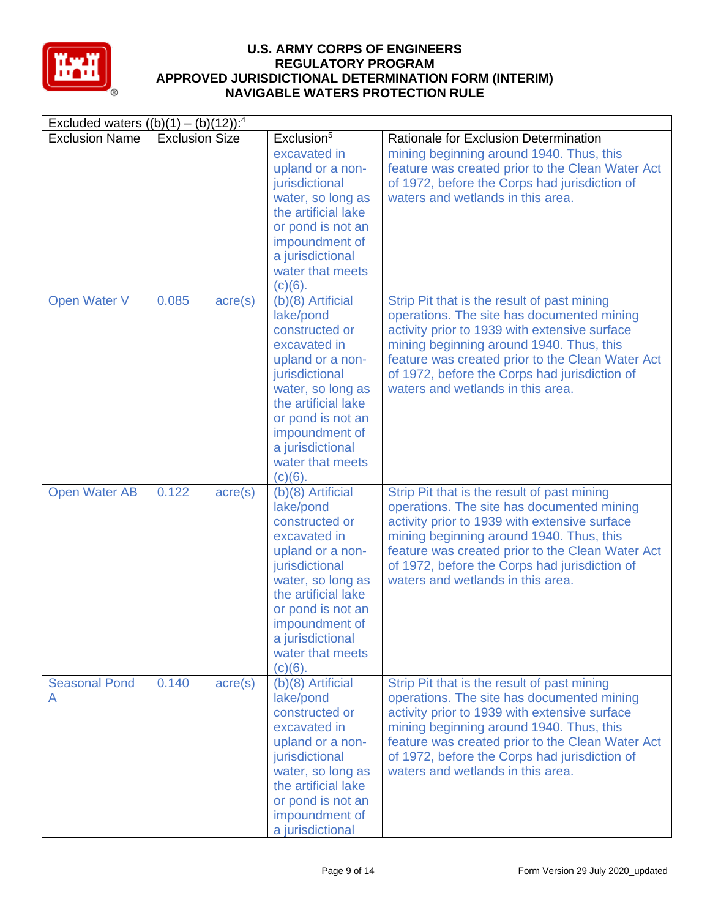# U.S. ARMY CORPS OF ENGINEERS
## REGULATORY PROGRAM
## APPROVED JURISDICTIONAL DETERMINATION FORM (INTERIM)
## NAVIGABLE WATERS PROTECTION RULE

| Excluded waters ((b)(1) – (b)(12)):[4] | | | | |
|---|---|---|---|---|
| Exclusion Name | Exclusion Size | | Exclusion[5] | Rationale for Exclusion Determination |
| | | | excavated in upland or a non-jurisdictional water, so long as the artificial lake or pond is not an impoundment of a jurisdictional water that meets (c)(6). | mining beginning around 1940. Thus, this feature was created prior to the Clean Water Act of 1972, before the Corps had jurisdiction of waters and wetlands in this area. |
| Open Water V | 0.085 | acre(s) | (b)(8) Artificial lake/pond constructed or excavated in upland or a non-jurisdictional water, so long as the artificial lake or pond is not an impoundment of a jurisdictional water that meets (c)(6). | Strip Pit that is the result of past mining operations. The site has documented mining activity prior to 1939 with extensive surface mining beginning around 1940. Thus, this feature was created prior to the Clean Water Act of 1972, before the Corps had jurisdiction of waters and wetlands in this area. |
| Open Water AB | 0.122 | acre(s) | (b)(8) Artificial lake/pond constructed or excavated in upland or a non-jurisdictional water, so long as the artificial lake or pond is not an impoundment of a jurisdictional water that meets (c)(6). | Strip Pit that is the result of past mining operations. The site has documented mining activity prior to 1939 with extensive surface mining beginning around 1940. Thus, this feature was created prior to the Clean Water Act of 1972, before the Corps had jurisdiction of waters and wetlands in this area. |
| Seasonal Pond A | 0.140 | acre(s) | (b)(8) Artificial lake/pond constructed or excavated in upland or a non-jurisdictional water, so long as the artificial lake or pond is not an impoundment of a jurisdictional | Strip Pit that is the result of past mining operations. The site has documented mining activity prior to 1939 with extensive surface mining beginning around 1940. Thus, this feature was created prior to the Clean Water Act of 1972, before the Corps had jurisdiction of waters and wetlands in this area. |

Form Version 29 July 2020_updated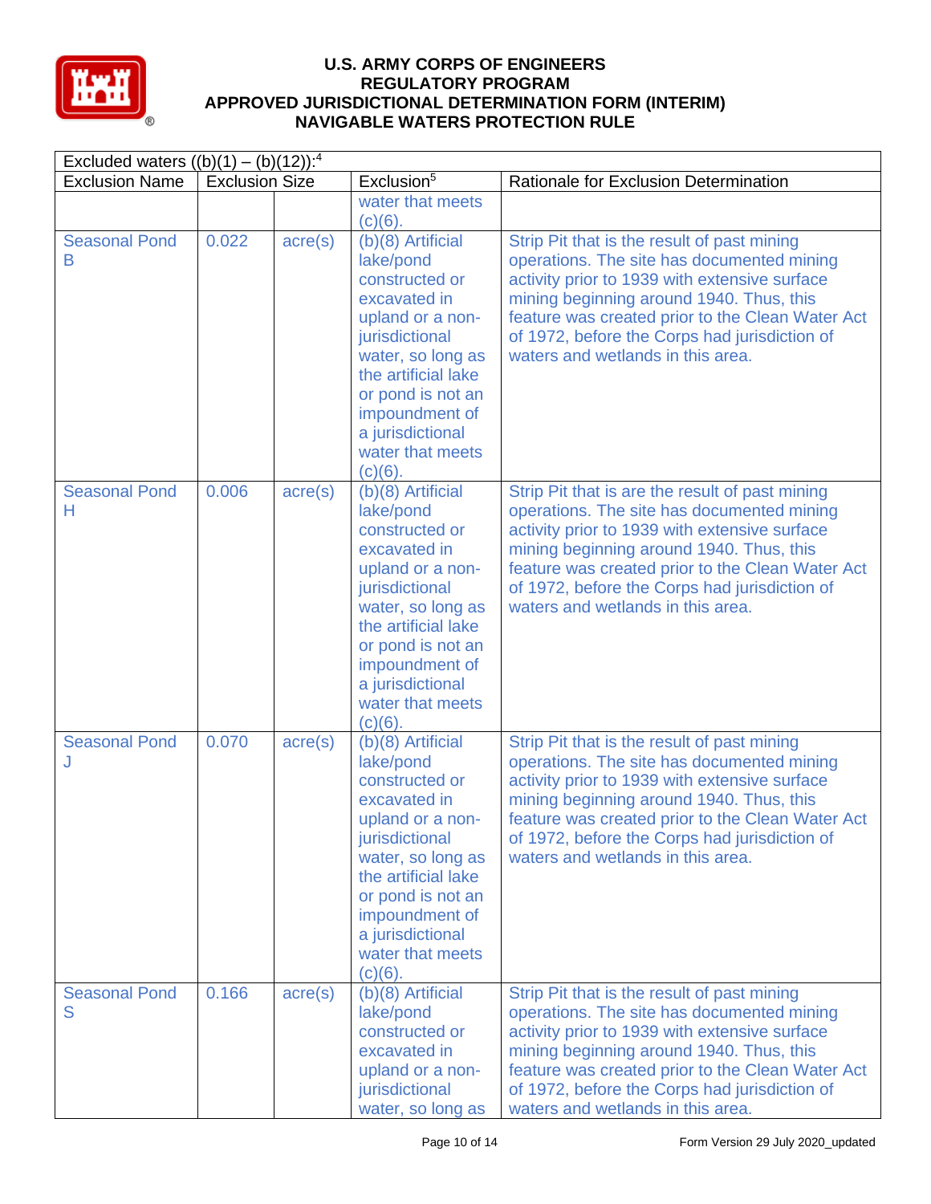# U.S. ARMY CORPS OF ENGINEERS
# REGULATORY PROGRAM
# APPROVED JURISDICTIONAL DETERMINATION FORM (INTERIM)
# NAVIGABLE WATERS PROTECTION RULE

| Excluded waters ((b)(1) – (b)(12)):[4] | | | | |
|---|---|---|---|---|
| Exclusion Name | Exclusion Size | | Exclusion[5] | Rationale for Exclusion Determination |
| | | | water that meets (c)(6). | |
| Seasonal Pond B | 0.022 | acre(s) | (b)(8) Artificial lake/pond constructed or excavated in upland or a non-jurisdictional water, so long as the artificial lake or pond is not an impoundment of a jurisdictional water that meets (c)(6). | Strip Pit that is the result of past mining operations. The site has documented mining activity prior to 1939 with extensive surface mining beginning around 1940. Thus, this feature was created prior to the Clean Water Act of 1972, before the Corps had jurisdiction of waters and wetlands in this area. |
| Seasonal Pond H | 0.006 | acre(s) | (b)(8) Artificial lake/pond constructed or excavated in upland or a non-jurisdictional water, so long as the artificial lake or pond is not an impoundment of a jurisdictional water that meets (c)(6). | Strip Pit that is are the result of past mining operations. The site has documented mining activity prior to 1939 with extensive surface mining beginning around 1940. Thus, this feature was created prior to the Clean Water Act of 1972, before the Corps had jurisdiction of waters and wetlands in this area. |
| Seasonal Pond J | 0.070 | acre(s) | (b)(8) Artificial lake/pond constructed or excavated in upland or a non-jurisdictional water, so long as the artificial lake or pond is not an impoundment of a jurisdictional water that meets (c)(6). | Strip Pit that is the result of past mining operations. The site has documented mining activity prior to 1939 with extensive surface mining beginning around 1940. Thus, this feature was created prior to the Clean Water Act of 1972, before the Corps had jurisdiction of waters and wetlands in this area. |
| Seasonal Pond S | 0.166 | acre(s) | (b)(8) Artificial lake/pond constructed or excavated in upland or a non-jurisdictional water, so long as | Strip Pit that is the result of past mining operations. The site has documented mining activity prior to 1939 with extensive surface mining beginning around 1940. Thus, this feature was created prior to the Clean Water Act of 1972, before the Corps had jurisdiction of waters and wetlands in this area. |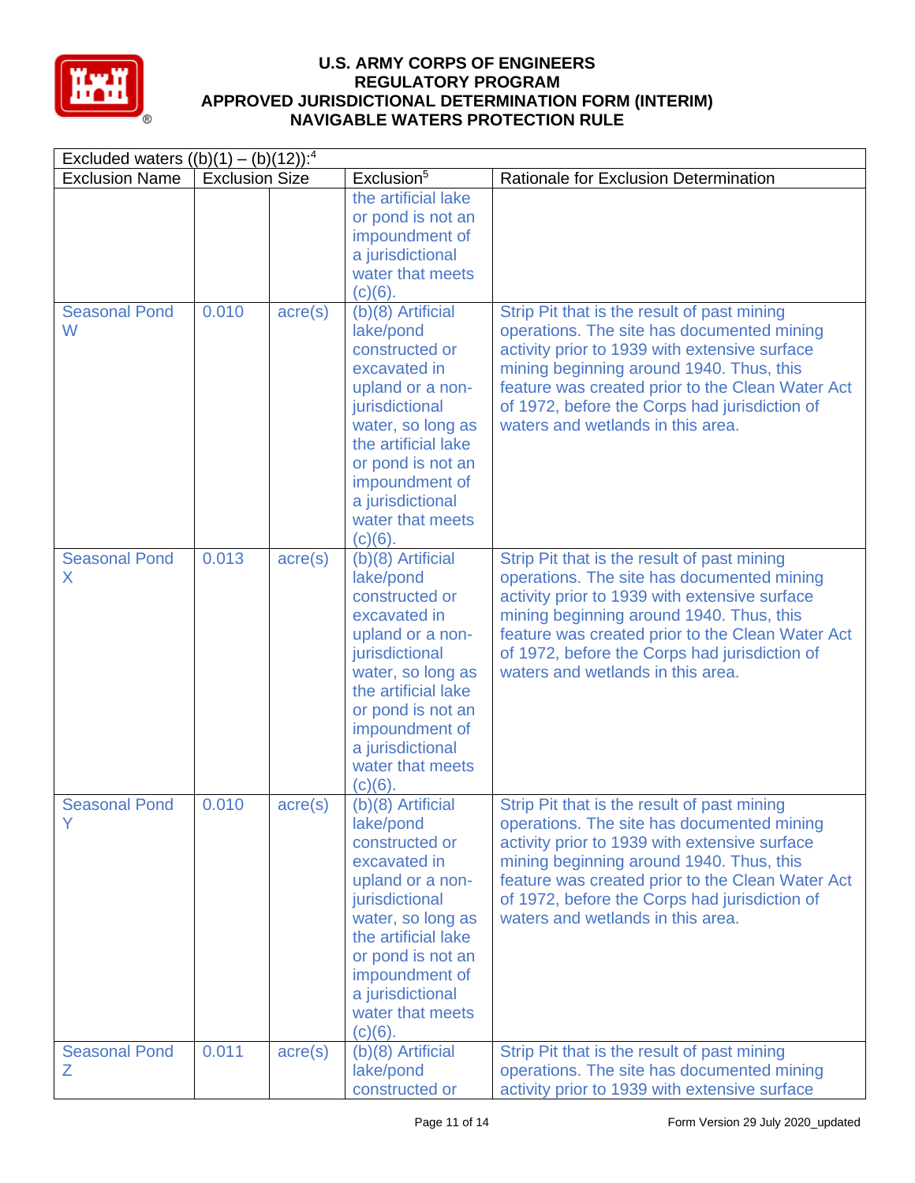| Excluded waters ((b)(1) – (b)(12)):[4] | | | | |
|---|---|---|---|---|
| Exclusion Name | Exclusion Size | | Exclusion[5] | Rationale for Exclusion Determination |
| | | | the artificial lake or pond is not an impoundment of a jurisdictional water that meets (c)(6). | |
| Seasonal Pond W | 0.010 | acre(s) | (b)(8) Artificial lake/pond constructed or excavated in upland or a non-jurisdictional water, so long as the artificial lake or pond is not an impoundment of a jurisdictional water that meets (c)(6). | Strip Pit that is the result of past mining operations. The site has documented mining activity prior to 1939 with extensive surface mining beginning around 1940. Thus, this feature was created prior to the Clean Water Act of 1972, before the Corps had jurisdiction of waters and wetlands in this area. |
| Seasonal Pond X | 0.013 | acre(s) | (b)(8) Artificial lake/pond constructed or excavated in upland or a non-jurisdictional water, so long as the artificial lake or pond is not an impoundment of a jurisdictional water that meets (c)(6). | Strip Pit that is the result of past mining operations. The site has documented mining activity prior to 1939 with extensive surface mining beginning around 1940. Thus, this feature was created prior to the Clean Water Act of 1972, before the Corps had jurisdiction of waters and wetlands in this area. |
| Seasonal Pond Y | 0.010 | acre(s) | (b)(8) Artificial lake/pond constructed or excavated in upland or a non-jurisdictional water, so long as the artificial lake or pond is not an impoundment of a jurisdictional water that meets (c)(6). | Strip Pit that is the result of past mining operations. The site has documented mining activity prior to 1939 with extensive surface mining beginning around 1940. Thus, this feature was created prior to the Clean Water Act of 1972, before the Corps had jurisdiction of waters and wetlands in this area. |
| Seasonal Pond Z | 0.011 | acre(s) | (b)(8) Artificial lake/pond constructed or | Strip Pit that is the result of past mining operations. The site has documented mining activity prior to 1939 with extensive surface |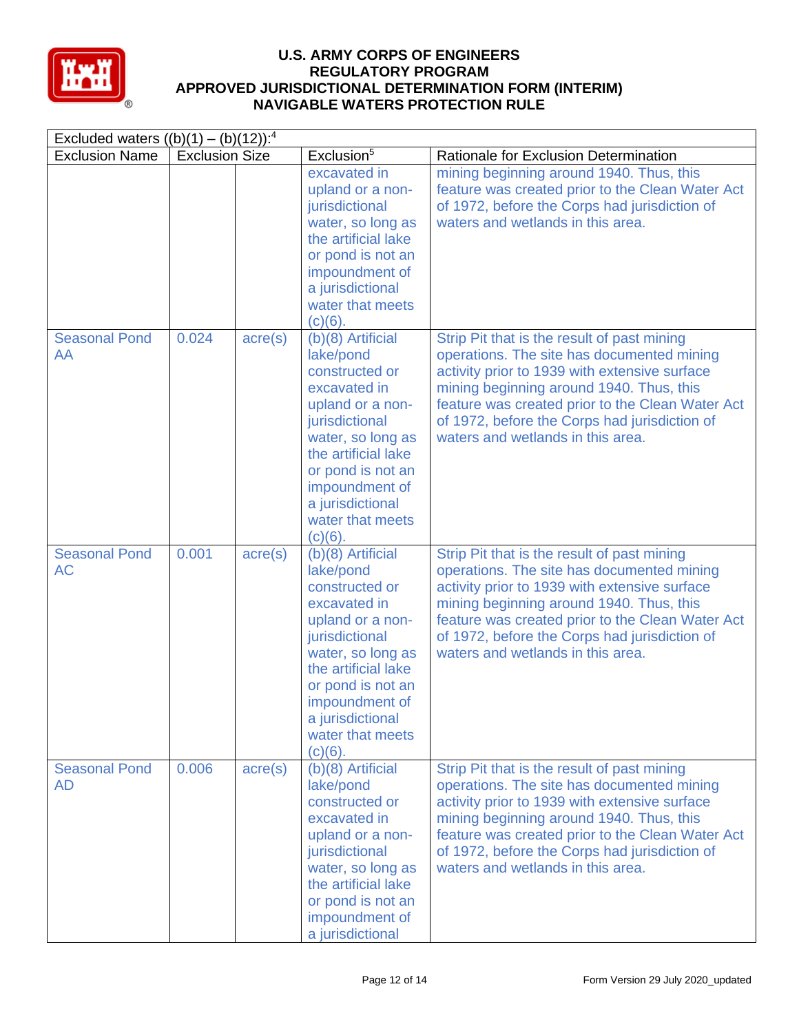| Excluded waters ((b)(1) – (b)(12)):[4] | | | | |
|---|---|---|---|---|
| Exclusion Name | Exclusion Size | | Exclusion[5] | Rationale for Exclusion Determination |
| | | | excavated in upland or a non-jurisdictional water, so long as the artificial lake or pond is not an impoundment of a jurisdictional water that meets (c)(6). | mining beginning around 1940. Thus, this feature was created prior to the Clean Water Act of 1972, before the Corps had jurisdiction of waters and wetlands in this area. |
| Seasonal Pond AA | 0.024 | acre(s) | (b)(8) Artificial lake/pond constructed or excavated in upland or a non-jurisdictional water, so long as the artificial lake or pond is not an impoundment of a jurisdictional water that meets (c)(6). | Strip Pit that is the result of past mining operations. The site has documented mining activity prior to 1939 with extensive surface mining beginning around 1940. Thus, this feature was created prior to the Clean Water Act of 1972, before the Corps had jurisdiction of waters and wetlands in this area. |
| Seasonal Pond AC | 0.001 | acre(s) | (b)(8) Artificial lake/pond constructed or excavated in upland or a non-jurisdictional water, so long as the artificial lake or pond is not an impoundment of a jurisdictional water that meets (c)(6). | Strip Pit that is the result of past mining operations. The site has documented mining activity prior to 1939 with extensive surface mining beginning around 1940. Thus, this feature was created prior to the Clean Water Act of 1972, before the Corps had jurisdiction of waters and wetlands in this area. |
| Seasonal Pond AD | 0.006 | acre(s) | (b)(8) Artificial lake/pond constructed or excavated in upland or a non-jurisdictional water, so long as the artificial lake or pond is not an impoundment of a jurisdictional | Strip Pit that is the result of past mining operations. The site has documented mining activity prior to 1939 with extensive surface mining beginning around 1940. Thus, this feature was created prior to the Clean Water Act of 1972, before the Corps had jurisdiction of waters and wetlands in this area. |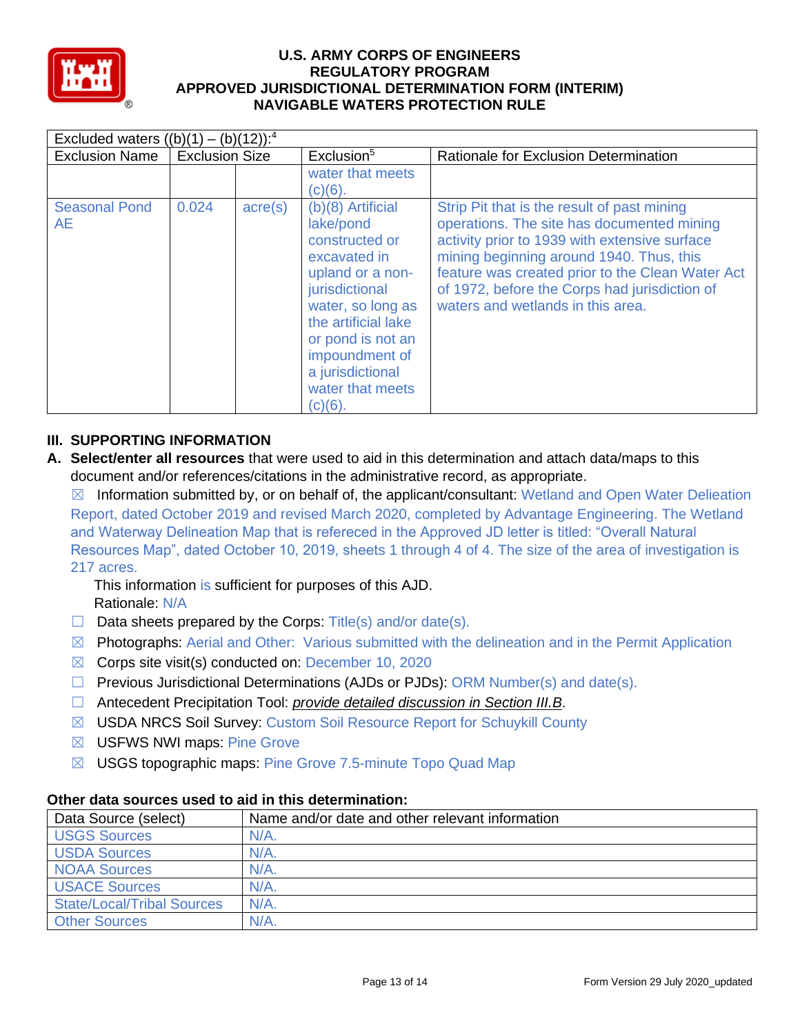| Excluded waters ((b)(1) – (b)(12)):[4] | | | | |
|---|---|---|---|---|
| Exclusion Name | Exclusion Size | | Exclusion[5] | Rationale for Exclusion Determination |
| | | | water that meets (c)(6). | |
| Seasonal Pond AE | 0.024 | acre(s) | (b)(8) Artificial lake/pond constructed or excavated in upland or a non-jurisdictional water, so long as the artificial lake or pond is not an impoundment of a jurisdictional water that meets (c)(6). | Strip Pit that is the result of past mining operations. The site has documented mining activity prior to 1939 with extensive surface mining beginning around 1940. Thus, this feature was created prior to the Clean Water Act of 1972, before the Corps had jurisdiction of waters and wetlands in this area. |

## III. SUPPORTING INFORMATION

**A. Select/enter all resources** that were used to aid in this determination and attach data/maps to this document and/or references/citations in the administrative record, as appropriate.

☒ Information submitted by, or on behalf of, the applicant/consultant: Wetland and Open Water Delieation Report, dated October 2019 and revised March 2020, completed by Advantage Engineering. The Wetland and Waterway Delineation Map that is refereced in the Approved JD letter is titled: "Overall Natural Resources Map", dated October 10, 2019, sheets 1 through 4 of 4. The size of the area of investigation is 217 acres.

This information is sufficient for purposes of this AJD.
Rationale: N/A

☐ Data sheets prepared by the Corps: Title(s) and/or date(s).

☒ Photographs: Aerial and Other: Various submitted with the delineation and in the Permit Application

☒ Corps site visit(s) conducted on: December 10, 2020

☐ Previous Jurisdictional Determinations (AJDs or PJDs): ORM Number(s) and date(s).

☐ Antecedent Precipitation Tool: *provide detailed discussion in Section III.B*.

☒ USDA NRCS Soil Survey: Custom Soil Resource Report for Schuylkill County

☒ USFWS NWI maps: Pine Grove

☒ USGS topographic maps: Pine Grove 7.5-minute Topo Quad Map

**Other data sources used to aid in this determination:**

| Data Source (select) | Name and/or date and other relevant information |
|---|---|
| USGS Sources | N/A. |
| USDA Sources | N/A. |
| NOAA Sources | N/A. |
| USACE Sources | N/A. |
| State/Local/Tribal Sources | N/A. |
| Other Sources | N/A. |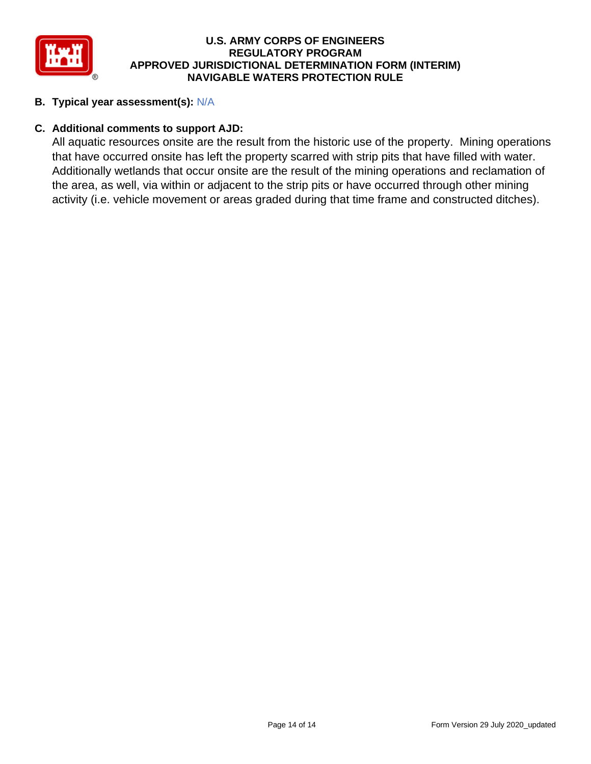**B. Typical year assessment(s):** N/A

**C. Additional comments to support AJD:**

All aquatic resources onsite are the result from the historic use of the property. Mining operations that have occurred onsite has left the property scarred with strip pits that have filled with water. Additionally wetlands that occur onsite are the result of the mining operations and reclamation of the area, as well, via within or adjacent to the strip pits or have occurred through other mining activity (i.e. vehicle movement or areas graded during that time frame and constructed ditches).